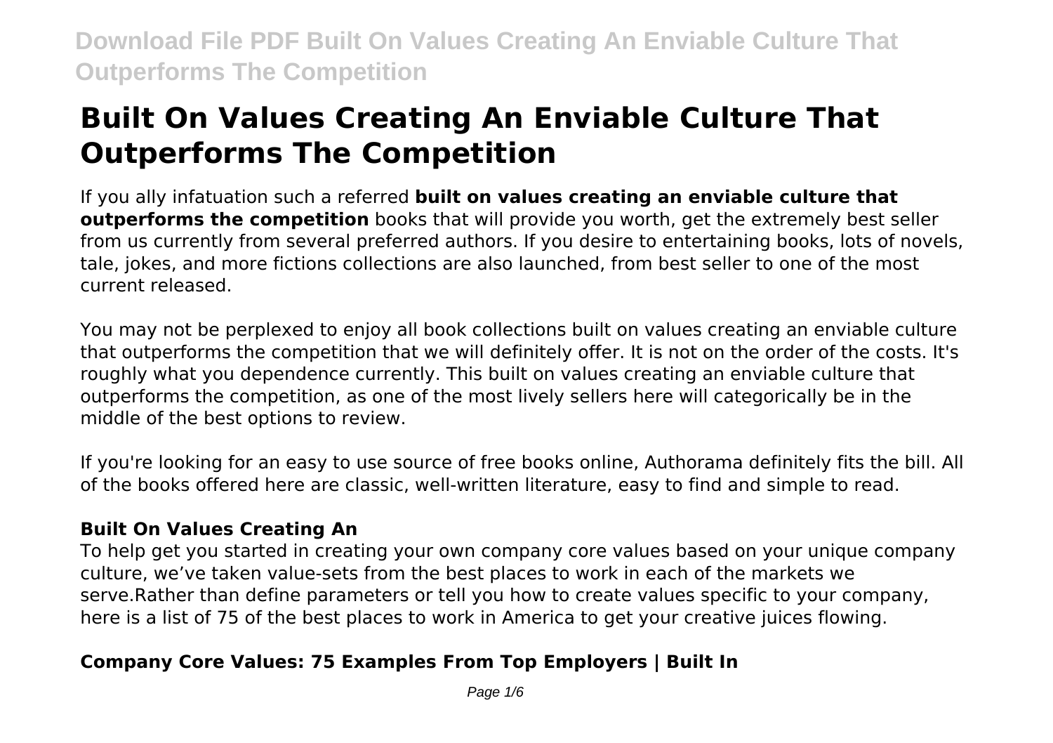# Built On Values Creating An Enviable Culture That Outperforms The Competition

If you ally infatuation such a referred **built on values creating an enviable culture that outperforms the competition** books that will provide you worth, get the extremely best seller from us currently from several preferred authors. If you desire to entertaining books, lots of novels, tale, jokes, and more fictions collections are also launched, from best seller to one of the most current released.

You may not be perplexed to enjoy all book collections built on values creating an enviable culture that outperforms the competition that we will definitely offer. It is not on the order of the costs. It's roughly what you dependence currently. This built on values creating an enviable culture that outperforms the competition, as one of the most lively sellers here will categorically be in the middle of the best options to review.

If you're looking for an easy to use source of free books online, Authorama definitely fits the bill. All of the books offered here are classic, well-written literature, easy to find and simple to read.

### Built On Values Creating An

To help get you started in creating your own company core values based on your unique company culture, we've taken value-sets from the best places to work in each of the markets we serve.Rather than define parameters or tell you how to create values specific to your company, here is a list of 75 of the best places to work in America to get your creative juices flowing.

### Company Core Values: 75 Examples From Top Employers | Built In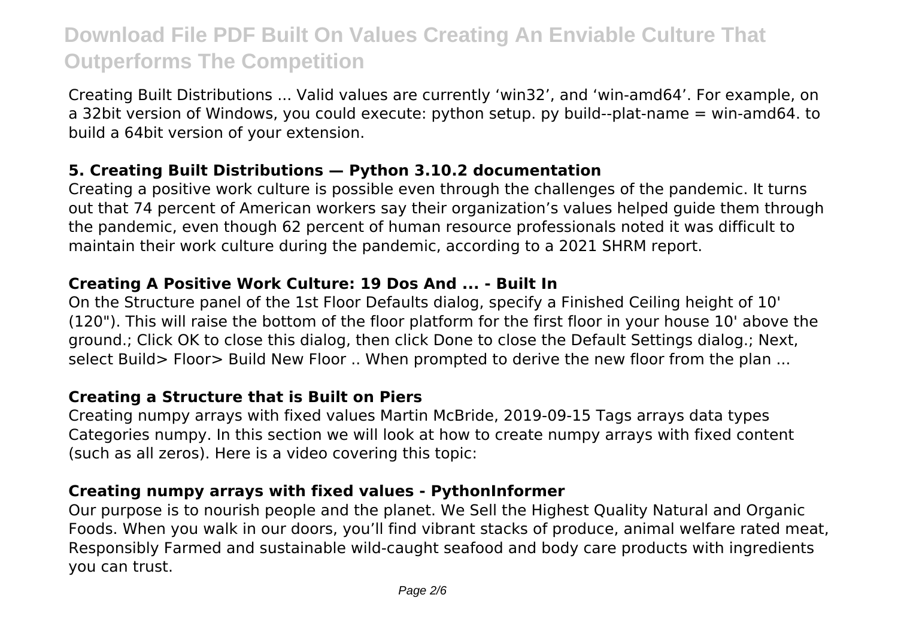Creating Built Distributions ... Valid values are currently 'win32', and 'win-amd64'. For example, on a 32bit version of Windows, you could execute: python setup. py build--plat-name = win-amd64. to build a 64bit version of your extension.

### 5. Creating Built Distributions — Python 3.10.2 documentation

Creating a positive work culture is possible even through the challenges of the pandemic. It turns out that 74 percent of American workers say their organization's values helped guide them through the pandemic, even though 62 percent of human resource professionals noted it was difficult to maintain their work culture during the pandemic, according to a 2021 SHRM report.

### Creating A Positive Work Culture: 19 Dos And ... - Built In

On the Structure panel of the 1st Floor Defaults dialog, specify a Finished Ceiling height of 10' (120"). This will raise the bottom of the floor platform for the first floor in your house 10' above the ground.; Click OK to close this dialog, then click Done to close the Default Settings dialog.; Next, select Build> Floor> Build New Floor .. When prompted to derive the new floor from the plan ...

### Creating a Structure that is Built on Piers

Creating numpy arrays with fixed values Martin McBride, 2019-09-15 Tags arrays data types Categories numpy. In this section we will look at how to create numpy arrays with fixed content (such as all zeros). Here is a video covering this topic:

### Creating numpy arrays with fixed values - PythonInformer

Our purpose is to nourish people and the planet. We Sell the Highest Quality Natural and Organic Foods. When you walk in our doors, you'll find vibrant stacks of produce, animal welfare rated meat, Responsibly Farmed and sustainable wild-caught seafood and body care products with ingredients you can trust.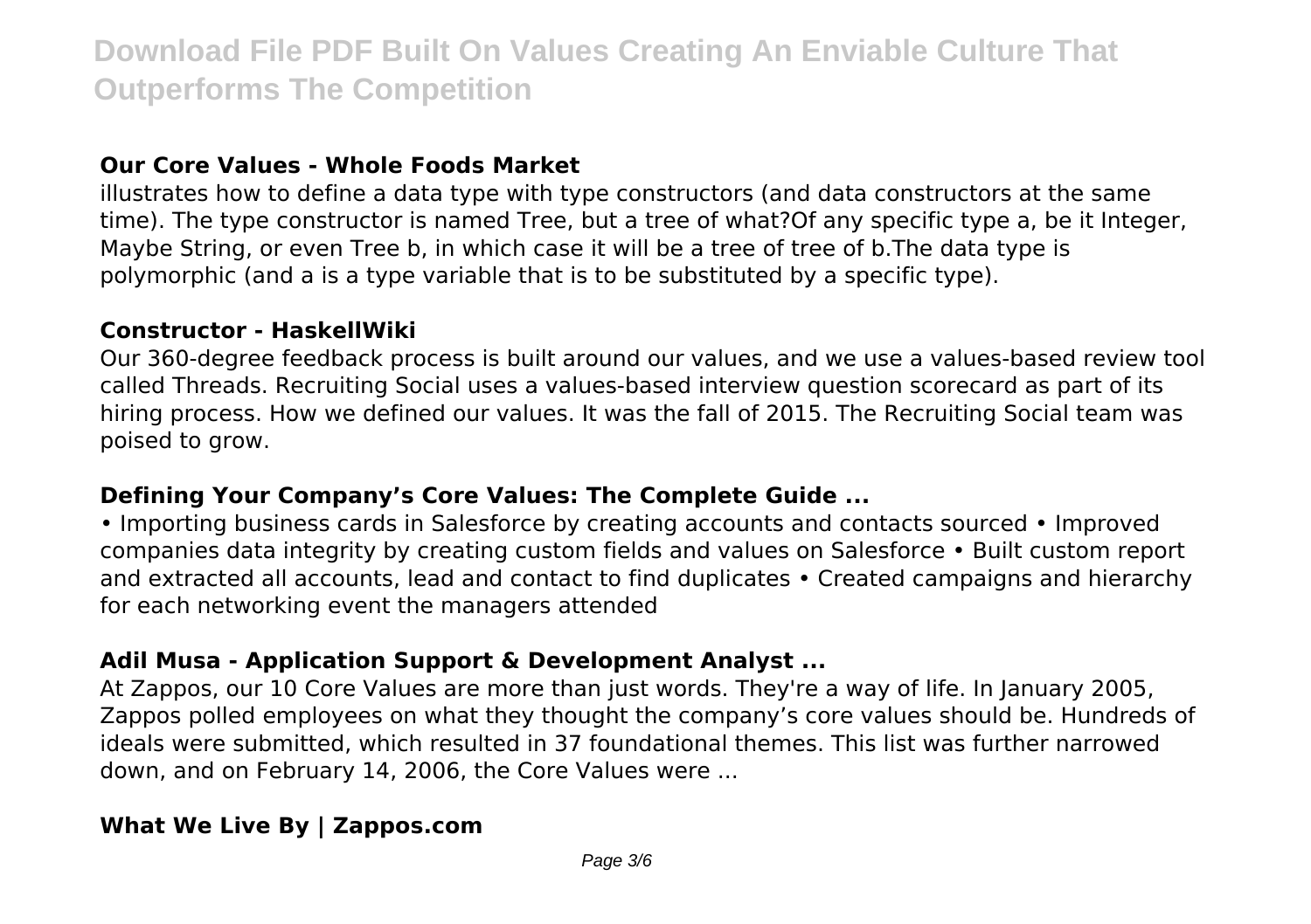### Our Core Values - Whole Foods Market

illustrates how to define a data type with type constructors (and data constructors at the same time). The type constructor is named Tree, but a tree of what?Of any specific type a, be it Integer, Maybe String, or even Tree b, in which case it will be a tree of tree of b.The data type is polymorphic (and a is a type variable that is to be substituted by a specific type).

### Constructor - HaskellWiki

Our 360-degree feedback process is built around our values, and we use a values-based review tool called Threads. Recruiting Social uses a values-based interview question scorecard as part of its hiring process. How we defined our values. It was the fall of 2015. The Recruiting Social team was poised to grow.

### Defining Your Company's Core Values: The Complete Guide ...

• Importing business cards in Salesforce by creating accounts and contacts sourced • Improved companies data integrity by creating custom fields and values on Salesforce • Built custom report and extracted all accounts, lead and contact to find duplicates • Created campaigns and hierarchy for each networking event the managers attended

### Adil Musa - Application Support & Development Analyst ...

At Zappos, our 10 Core Values are more than just words. They're a way of life. In January 2005, Zappos polled employees on what they thought the company's core values should be. Hundreds of ideals were submitted, which resulted in 37 foundational themes. This list was further narrowed down, and on February 14, 2006, the Core Values were ...

### What We Live By | Zappos.com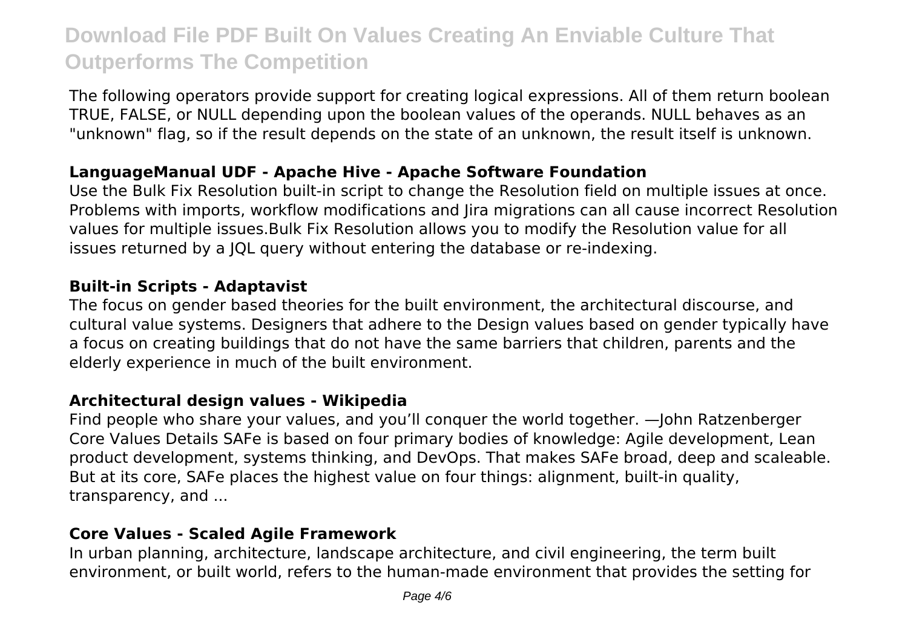The following operators provide support for creating logical expressions. All of them return boolean TRUE, FALSE, or NULL depending upon the boolean values of the operands. NULL behaves as an "unknown" flag, so if the result depends on the state of an unknown, the result itself is unknown.

### LanguageManual UDF - Apache Hive - Apache Software Foundation

Use the Bulk Fix Resolution built-in script to change the Resolution field on multiple issues at once. Problems with imports, workflow modifications and Jira migrations can all cause incorrect Resolution values for multiple issues.Bulk Fix Resolution allows you to modify the Resolution value for all issues returned by a JQL query without entering the database or re-indexing.

### Built-in Scripts - Adaptavist

The focus on gender based theories for the built environment, the architectural discourse, and cultural value systems. Designers that adhere to the Design values based on gender typically have a focus on creating buildings that do not have the same barriers that children, parents and the elderly experience in much of the built environment.

### Architectural design values - Wikipedia

Find people who share your values, and you'll conquer the world together. —John Ratzenberger Core Values Details SAFe is based on four primary bodies of knowledge: Agile development, Lean product development, systems thinking, and DevOps. That makes SAFe broad, deep and scaleable. But at its core, SAFe places the highest value on four things: alignment, built-in quality, transparency, and ...

### Core Values - Scaled Agile Framework

In urban planning, architecture, landscape architecture, and civil engineering, the term built environment, or built world, refers to the human-made environment that provides the setting for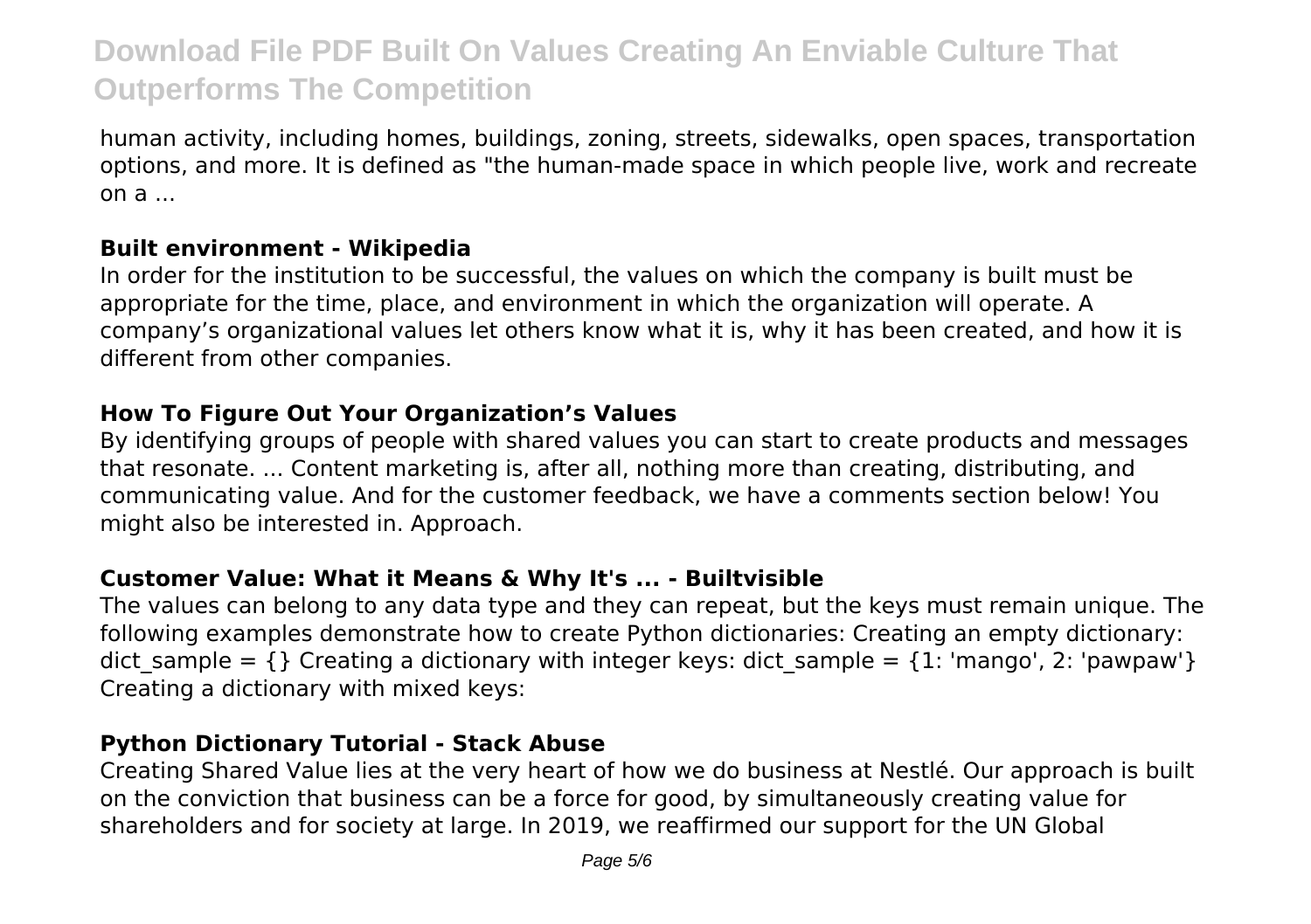human activity, including homes, buildings, zoning, streets, sidewalks, open spaces, transportation options, and more. It is defined as "the human-made space in which people live, work and recreate on a ...

**Built environment - Wikipedia**

In order for the institution to be successful, the values on which the company is built must be appropriate for the time, place, and environment in which the organization will operate. A company's organizational values let others know what it is, why it has been created, and how it is different from other companies.

**How To Figure Out Your Organization's Values**

By identifying groups of people with shared values you can start to create products and messages that resonate. ... Content marketing is, after all, nothing more than creating, distributing, and communicating value. And for the customer feedback, we have a comments section below! You might also be interested in. Approach.

**Customer Value: What it Means & Why It's ... - Builtvisible**

The values can belong to any data type and they can repeat, but the keys must remain unique. The following examples demonstrate how to create Python dictionaries: Creating an empty dictionary: dict_sample = {} Creating a dictionary with integer keys: dict_sample = {1: 'mango', 2: 'pawpaw'} Creating a dictionary with mixed keys:

**Python Dictionary Tutorial - Stack Abuse**

Creating Shared Value lies at the very heart of how we do business at Nestlé. Our approach is built on the conviction that business can be a force for good, by simultaneously creating value for shareholders and for society at large. In 2019, we reaffirmed our support for the UN Global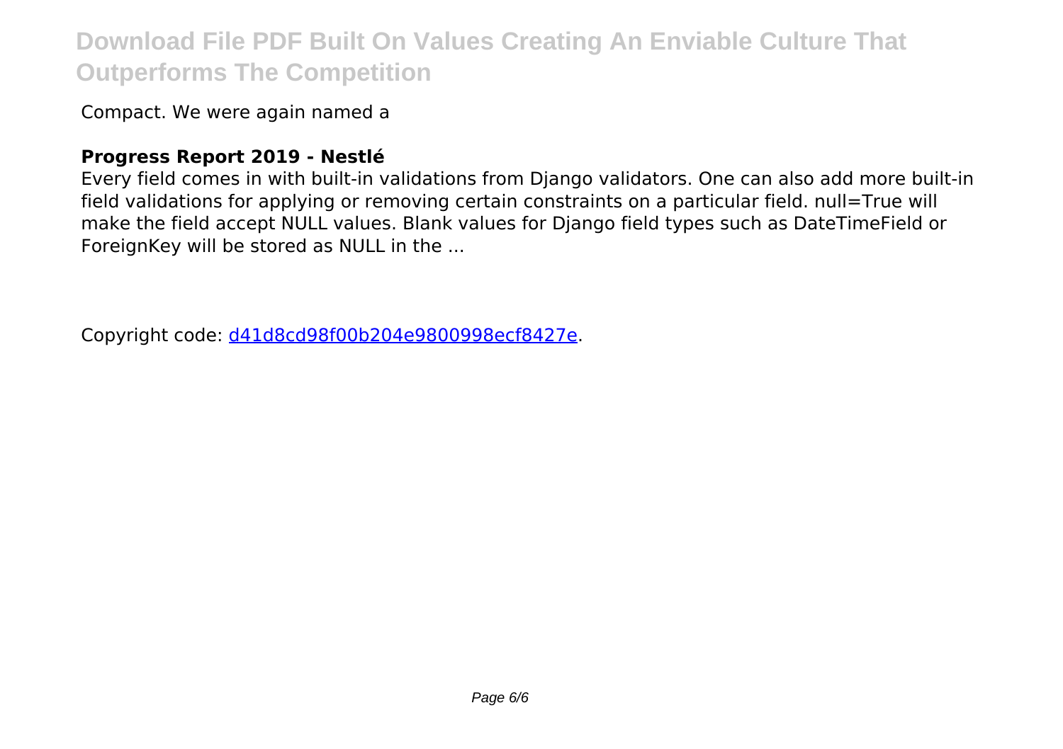Compact. We were again named a

**Progress Report 2019 - Nestlé**

Every field comes in with built-in validations from Django validators. One can also add more built-in field validations for applying or removing certain constraints on a particular field. null=True will make the field accept NULL values. Blank values for Django field types such as DateTimeField or ForeignKey will be stored as NULL in the ...

Copyright code: d41d8cd98f00b204e9800998ecf8427e.